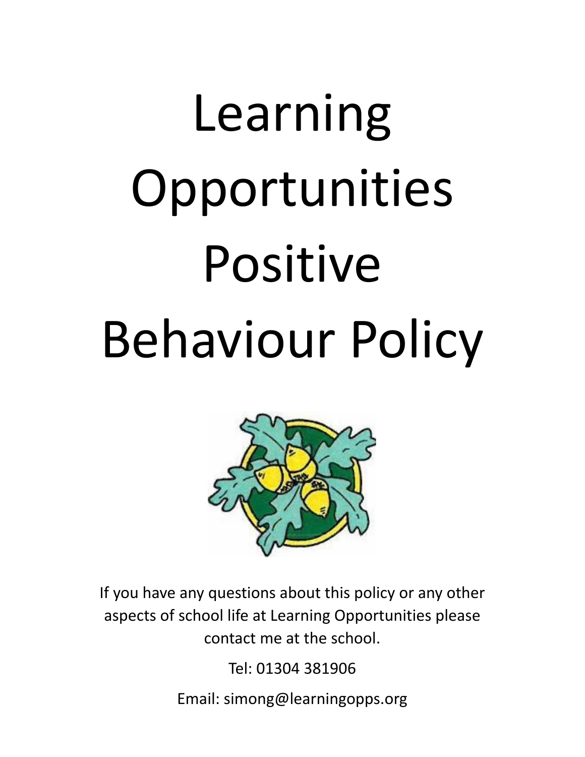# Learning Opportunities Positive Behaviour Policy

If you have any questions about this policy or any other aspects of school life at Learning Opportunities please contact me at the school.

Tel: 01304 381906

Email: simong@learningopps.org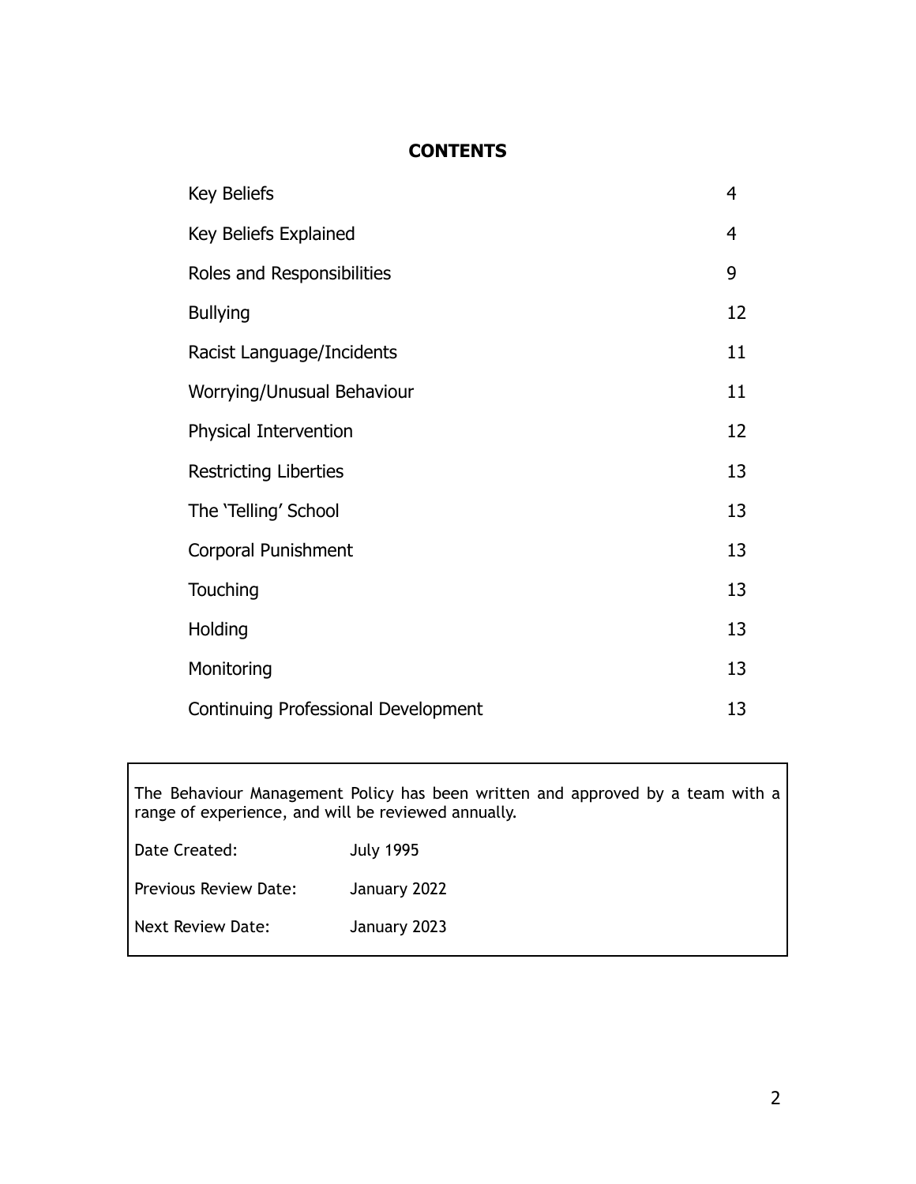**CONTENTS**

| | |
|---|---|
| Key Beliefs | 4 |
| Key Beliefs Explained | 4 |
| Roles and Responsibilities | 9 |
| Bullying | 12 |
| Racist Language/Incidents | 11 |
| Worrying/Unusual Behaviour | 11 |
| Physical Intervention | 12 |
| Restricting Liberties | 13 |
| The 'Telling' School | 13 |
| Corporal Punishment | 13 |
| Touching | 13 |
| Holding | 13 |
| Monitoring | 13 |
| Continuing Professional Development | 13 |

The Behaviour Management Policy has been written and approved by a team with a range of experience, and will be reviewed annually.

| | |
|---|---|
| Date Created: | July 1995 |
| Previous Review Date: | January 2022 |
| Next Review Date: | January 2023 |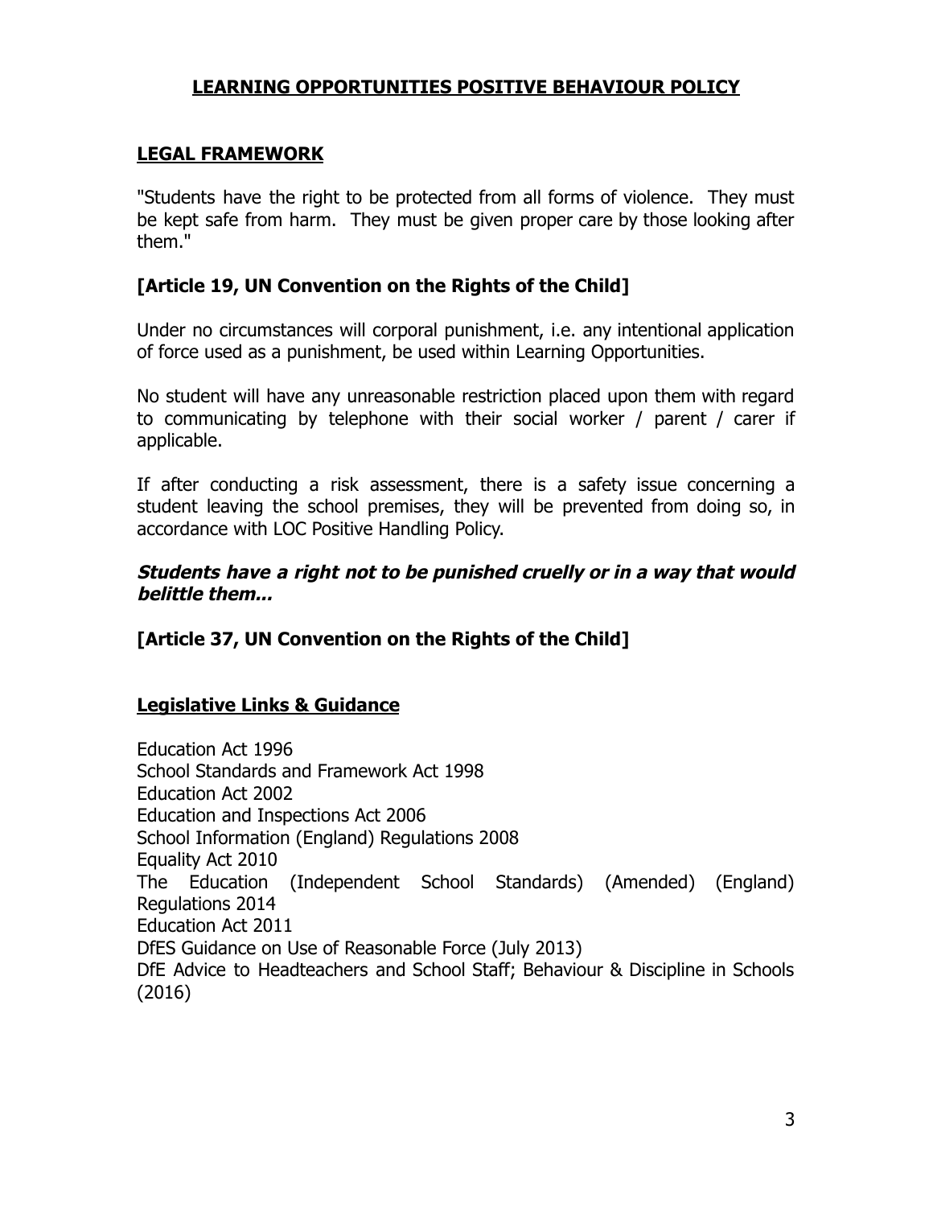# LEARNING OPPORTUNITIES POSITIVE BEHAVIOUR POLICY

## LEGAL FRAMEWORK

"Students have the right to be protected from all forms of violence. They must be kept safe from harm. They must be given proper care by those looking after them."

**[Article 19, UN Convention on the Rights of the Child]**

Under no circumstances will corporal punishment, i.e. any intentional application of force used as a punishment, be used within Learning Opportunities.

No student will have any unreasonable restriction placed upon them with regard to communicating by telephone with their social worker / parent / carer if applicable.

If after conducting a risk assessment, there is a safety issue concerning a student leaving the school premises, they will be prevented from doing so, in accordance with LOC Positive Handling Policy.

***Students have a right not to be punished cruelly or in a way that would belittle them...***

**[Article 37, UN Convention on the Rights of the Child]**

## Legislative Links & Guidance

Education Act 1996
School Standards and Framework Act 1998
Education Act 2002
Education and Inspections Act 2006
School Information (England) Regulations 2008
Equality Act 2010
The Education (Independent School Standards) (Amended) (England) Regulations 2014
Education Act 2011
DfES Guidance on Use of Reasonable Force (July 2013)
DfE Advice to Headteachers and School Staff; Behaviour & Discipline in Schools (2016)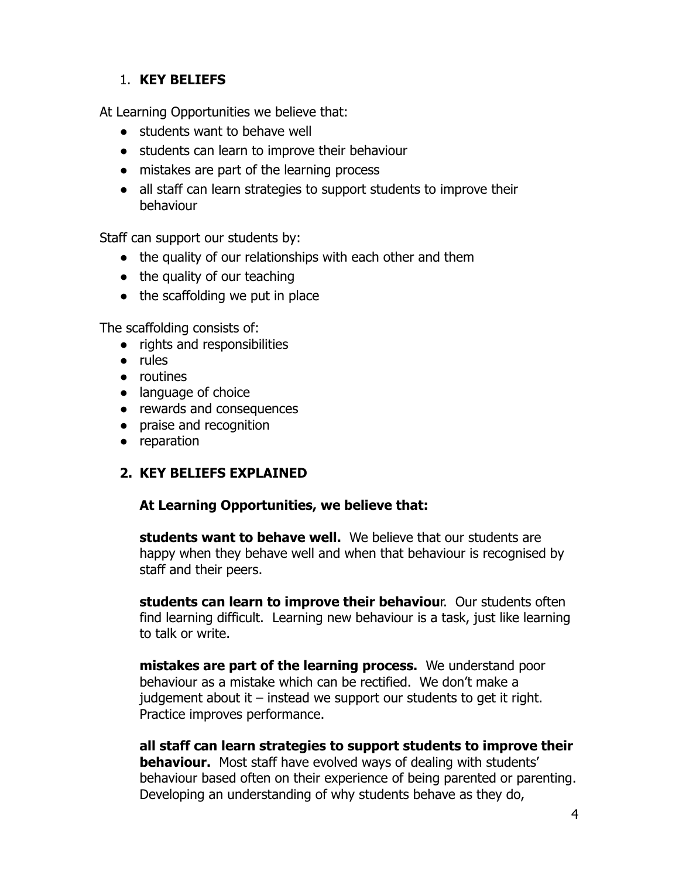## 1. KEY BELIEFS

At Learning Opportunities we believe that:

- students want to behave well
- students can learn to improve their behaviour
- mistakes are part of the learning process
- all staff can learn strategies to support students to improve their behaviour

Staff can support our students by:

- the quality of our relationships with each other and them
- the quality of our teaching
- the scaffolding we put in place

The scaffolding consists of:

- rights and responsibilities
- rules
- routines
- language of choice
- rewards and consequences
- praise and recognition
- reparation

## 2. KEY BELIEFS EXPLAINED

**At Learning Opportunities, we believe that:**

**students want to behave well.** We believe that our students are happy when they behave well and when that behaviour is recognised by staff and their peers.

**students can learn to improve their behaviou**r. Our students often find learning difficult. Learning new behaviour is a task, just like learning to talk or write.

**mistakes are part of the learning process.** We understand poor behaviour as a mistake which can be rectified. We don't make a judgement about it – instead we support our students to get it right. Practice improves performance.

**all staff can learn strategies to support students to improve their behaviour.** Most staff have evolved ways of dealing with students' behaviour based often on their experience of being parented or parenting. Developing an understanding of why students behave as they do,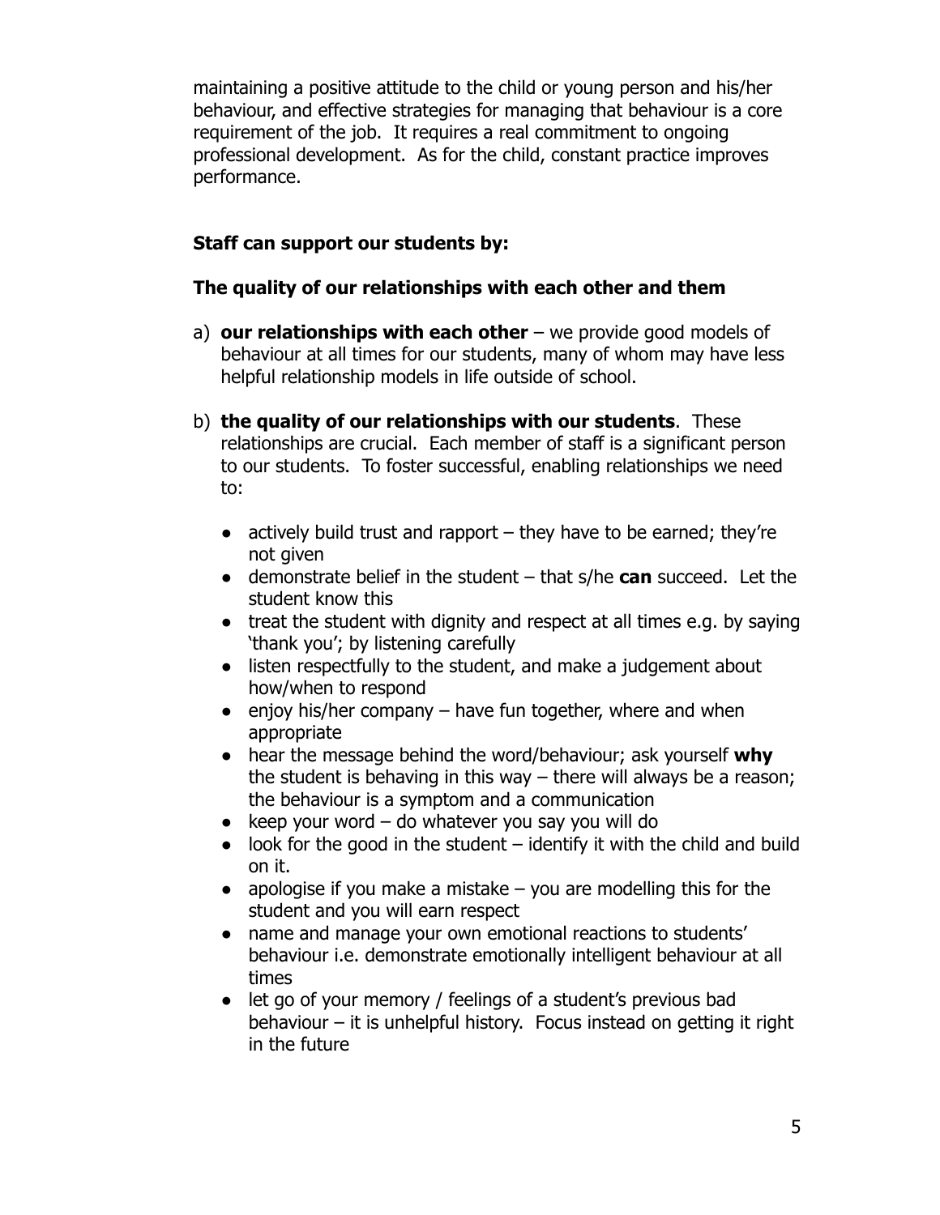maintaining a positive attitude to the child or young person and his/her behaviour, and effective strategies for managing that behaviour is a core requirement of the job. It requires a real commitment to ongoing professional development. As for the child, constant practice improves performance.

**Staff can support our students by:**

**The quality of our relationships with each other and them**

a) **our relationships with each other** – we provide good models of behaviour at all times for our students, many of whom may have less helpful relationship models in life outside of school.

b) **the quality of our relationships with our students**. These relationships are crucial. Each member of staff is a significant person to our students. To foster successful, enabling relationships we need to:

- actively build trust and rapport – they have to be earned; they're not given
- demonstrate belief in the student – that s/he **can** succeed. Let the student know this
- treat the student with dignity and respect at all times e.g. by saying 'thank you'; by listening carefully
- listen respectfully to the student, and make a judgement about how/when to respond
- enjoy his/her company – have fun together, where and when appropriate
- hear the message behind the word/behaviour; ask yourself **why** the student is behaving in this way – there will always be a reason; the behaviour is a symptom and a communication
- keep your word – do whatever you say you will do
- look for the good in the student – identify it with the child and build on it.
- apologise if you make a mistake – you are modelling this for the student and you will earn respect
- name and manage your own emotional reactions to students' behaviour i.e. demonstrate emotionally intelligent behaviour at all times
- let go of your memory / feelings of a student's previous bad behaviour – it is unhelpful history. Focus instead on getting it right in the future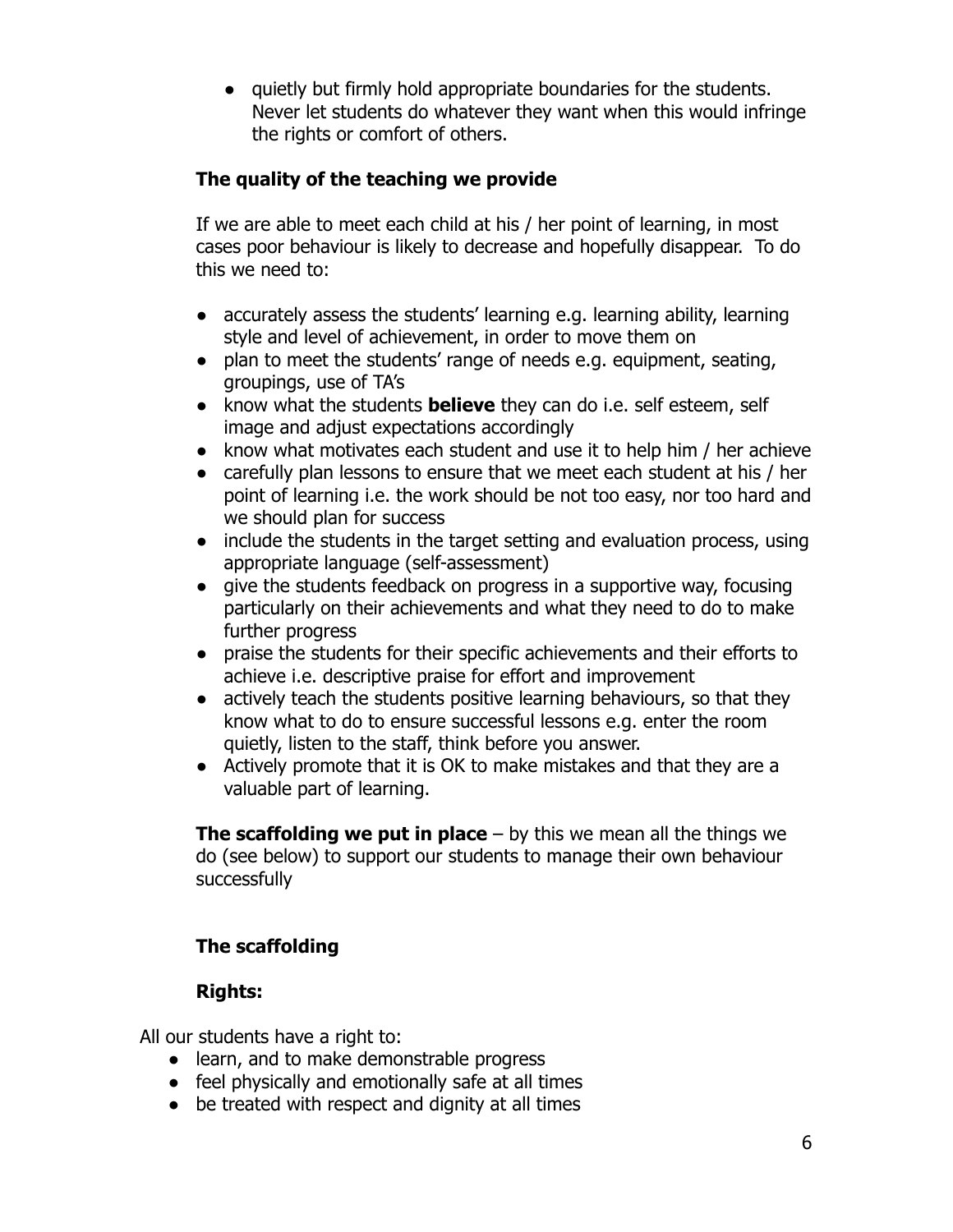- quietly but firmly hold appropriate boundaries for the students. Never let students do whatever they want when this would infringe the rights or comfort of others.

**The quality of the teaching we provide**

If we are able to meet each child at his / her point of learning, in most cases poor behaviour is likely to decrease and hopefully disappear. To do this we need to:

- accurately assess the students' learning e.g. learning ability, learning style and level of achievement, in order to move them on
- plan to meet the students' range of needs e.g. equipment, seating, groupings, use of TA's
- know what the students **believe** they can do i.e. self esteem, self image and adjust expectations accordingly
- know what motivates each student and use it to help him / her achieve
- carefully plan lessons to ensure that we meet each student at his / her point of learning i.e. the work should be not too easy, nor too hard and we should plan for success
- include the students in the target setting and evaluation process, using appropriate language (self-assessment)
- give the students feedback on progress in a supportive way, focusing particularly on their achievements and what they need to do to make further progress
- praise the students for their specific achievements and their efforts to achieve i.e. descriptive praise for effort and improvement
- actively teach the students positive learning behaviours, so that they know what to do to ensure successful lessons e.g. enter the room quietly, listen to the staff, think before you answer.
- Actively promote that it is OK to make mistakes and that they are a valuable part of learning.

**The scaffolding we put in place** – by this we mean all the things we do (see below) to support our students to manage their own behaviour successfully

**The scaffolding**

**Rights:**

All our students have a right to:

- learn, and to make demonstrable progress
- feel physically and emotionally safe at all times
- be treated with respect and dignity at all times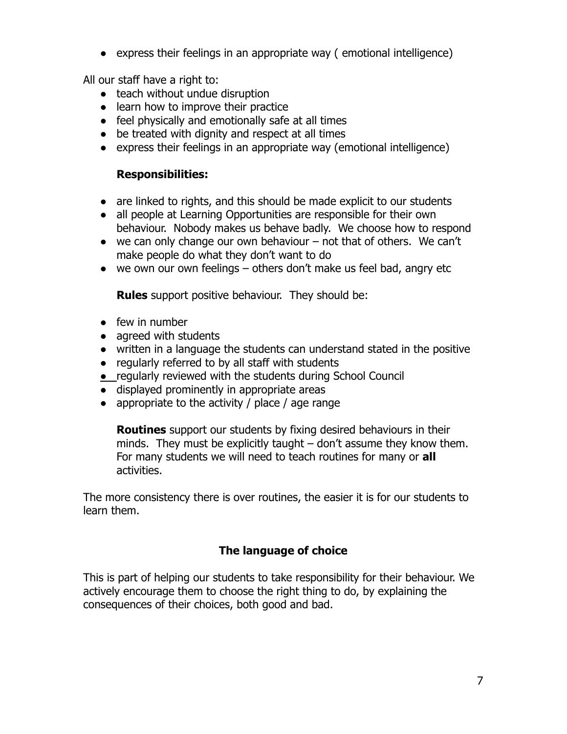- express their feelings in an appropriate way ( emotional intelligence)

All our staff have a right to:

- teach without undue disruption
- learn how to improve their practice
- feel physically and emotionally safe at all times
- be treated with dignity and respect at all times
- express their feelings in an appropriate way (emotional intelligence)

**Responsibilities:**

- are linked to rights, and this should be made explicit to our students
- all people at Learning Opportunities are responsible for their own behaviour. Nobody makes us behave badly. We choose how to respond
- we can only change our own behaviour – not that of others. We can't make people do what they don't want to do
- we own our own feelings – others don't make us feel bad, angry etc

**Rules** support positive behaviour. They should be:

- few in number
- agreed with students
- written in a language the students can understand stated in the positive
- regularly referred to by all staff with students
- regularly reviewed with the students during School Council
- displayed prominently in appropriate areas
- appropriate to the activity / place / age range

**Routines** support our students by fixing desired behaviours in their minds. They must be explicitly taught – don't assume they know them. For many students we will need to teach routines for many or **all** activities.

The more consistency there is over routines, the easier it is for our students to learn them.

## The language of choice

This is part of helping our students to take responsibility for their behaviour. We actively encourage them to choose the right thing to do, by explaining the consequences of their choices, both good and bad.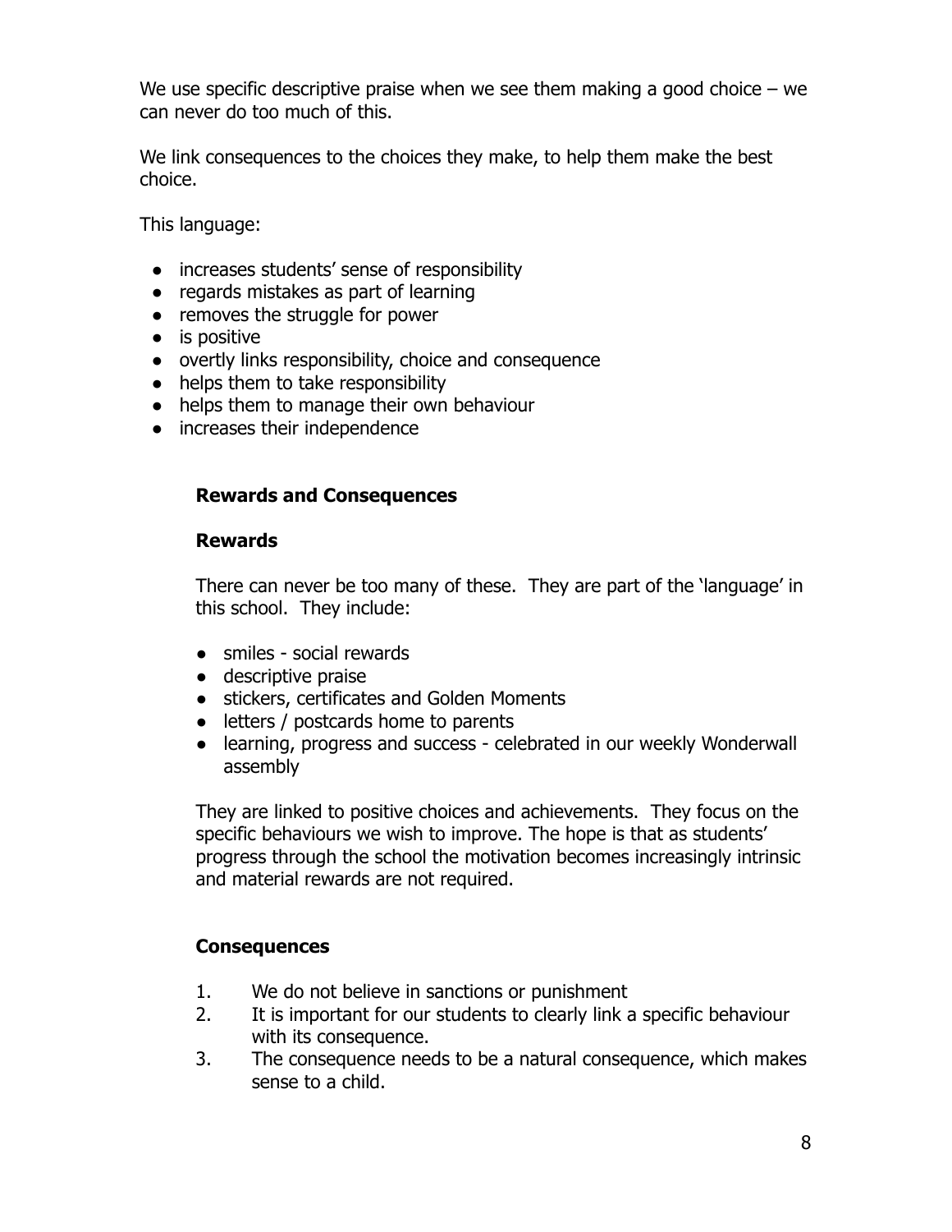We use specific descriptive praise when we see them making a good choice – we can never do too much of this.

We link consequences to the choices they make, to help them make the best choice.

This language:

- increases students' sense of responsibility
- regards mistakes as part of learning
- removes the struggle for power
- is positive
- overtly links responsibility, choice and consequence
- helps them to take responsibility
- helps them to manage their own behaviour
- increases their independence

### Rewards and Consequences

#### Rewards

There can never be too many of these. They are part of the 'language' in this school. They include:

- smiles - social rewards
- descriptive praise
- stickers, certificates and Golden Moments
- letters / postcards home to parents
- learning, progress and success - celebrated in our weekly Wonderwall assembly

They are linked to positive choices and achievements. They focus on the specific behaviours we wish to improve. The hope is that as students' progress through the school the motivation becomes increasingly intrinsic and material rewards are not required.

#### Consequences

1. We do not believe in sanctions or punishment
2. It is important for our students to clearly link a specific behaviour with its consequence.
3. The consequence needs to be a natural consequence, which makes sense to a child.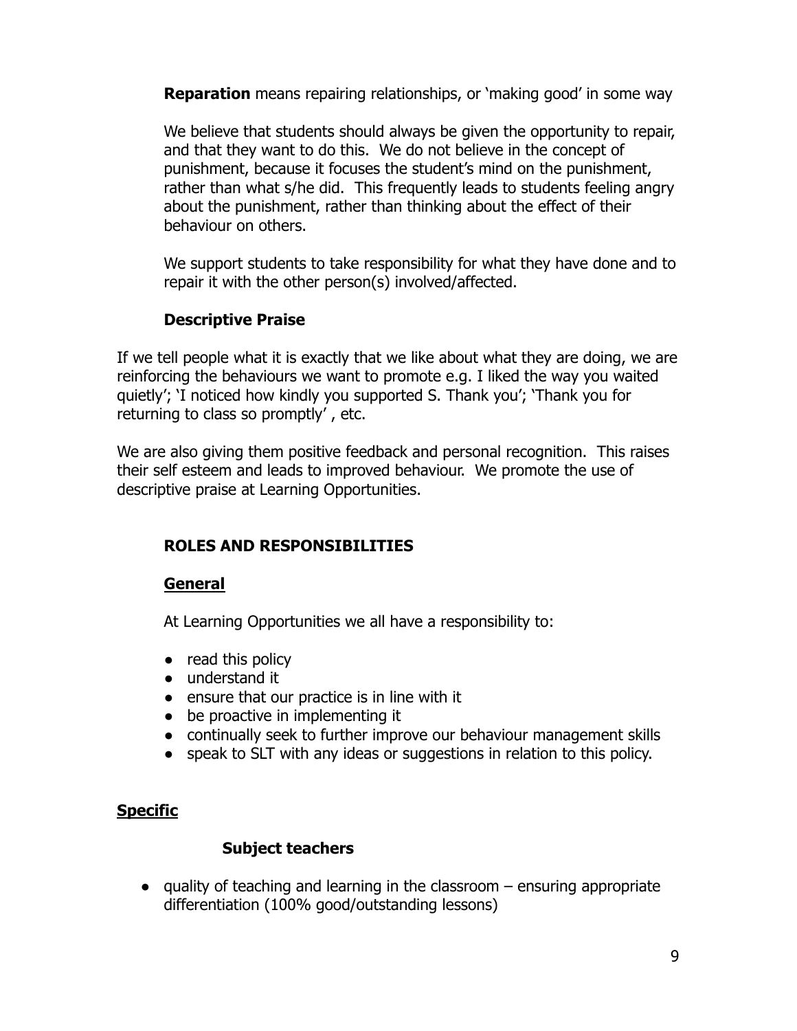**Reparation** means repairing relationships, or 'making good' in some way

We believe that students should always be given the opportunity to repair, and that they want to do this. We do not believe in the concept of punishment, because it focuses the student's mind on the punishment, rather than what s/he did. This frequently leads to students feeling angry about the punishment, rather than thinking about the effect of their behaviour on others.

We support students to take responsibility for what they have done and to repair it with the other person(s) involved/affected.

**Descriptive Praise**

If we tell people what it is exactly that we like about what they are doing, we are reinforcing the behaviours we want to promote e.g. I liked the way you waited quietly'; 'I noticed how kindly you supported S. Thank you'; 'Thank you for returning to class so promptly' , etc.

We are also giving them positive feedback and personal recognition. This raises their self esteem and leads to improved behaviour. We promote the use of descriptive praise at Learning Opportunities.

## ROLES AND RESPONSIBILITIES

### General

At Learning Opportunities we all have a responsibility to:

- read this policy
- understand it
- ensure that our practice is in line with it
- be proactive in implementing it
- continually seek to further improve our behaviour management skills
- speak to SLT with any ideas or suggestions in relation to this policy.

### Specific

**Subject teachers**

- quality of teaching and learning in the classroom – ensuring appropriate differentiation (100% good/outstanding lessons)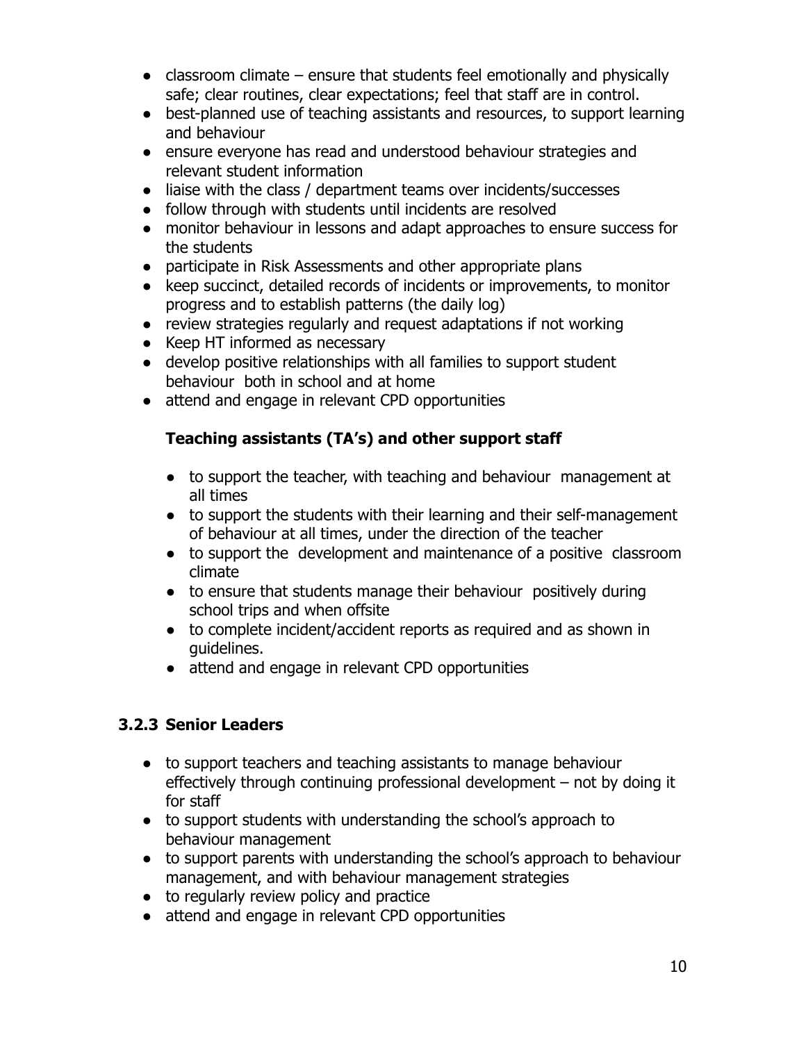- classroom climate – ensure that students feel emotionally and physically safe; clear routines, clear expectations; feel that staff are in control.
- best-planned use of teaching assistants and resources, to support learning and behaviour
- ensure everyone has read and understood behaviour strategies and relevant student information
- liaise with the class / department teams over incidents/successes
- follow through with students until incidents are resolved
- monitor behaviour in lessons and adapt approaches to ensure success for the students
- participate in Risk Assessments and other appropriate plans
- keep succinct, detailed records of incidents or improvements, to monitor progress and to establish patterns (the daily log)
- review strategies regularly and request adaptations if not working
- Keep HT informed as necessary
- develop positive relationships with all families to support student behaviour both in school and at home
- attend and engage in relevant CPD opportunities

**Teaching assistants (TA's) and other support staff**

- to support the teacher, with teaching and behaviour management at all times
- to support the students with their learning and their self-management of behaviour at all times, under the direction of the teacher
- to support the development and maintenance of a positive classroom climate
- to ensure that students manage their behaviour positively during school trips and when offsite
- to complete incident/accident reports as required and as shown in guidelines.
- attend and engage in relevant CPD opportunities

### 3.2.3 Senior Leaders

- to support teachers and teaching assistants to manage behaviour effectively through continuing professional development – not by doing it for staff
- to support students with understanding the school's approach to behaviour management
- to support parents with understanding the school's approach to behaviour management, and with behaviour management strategies
- to regularly review policy and practice
- attend and engage in relevant CPD opportunities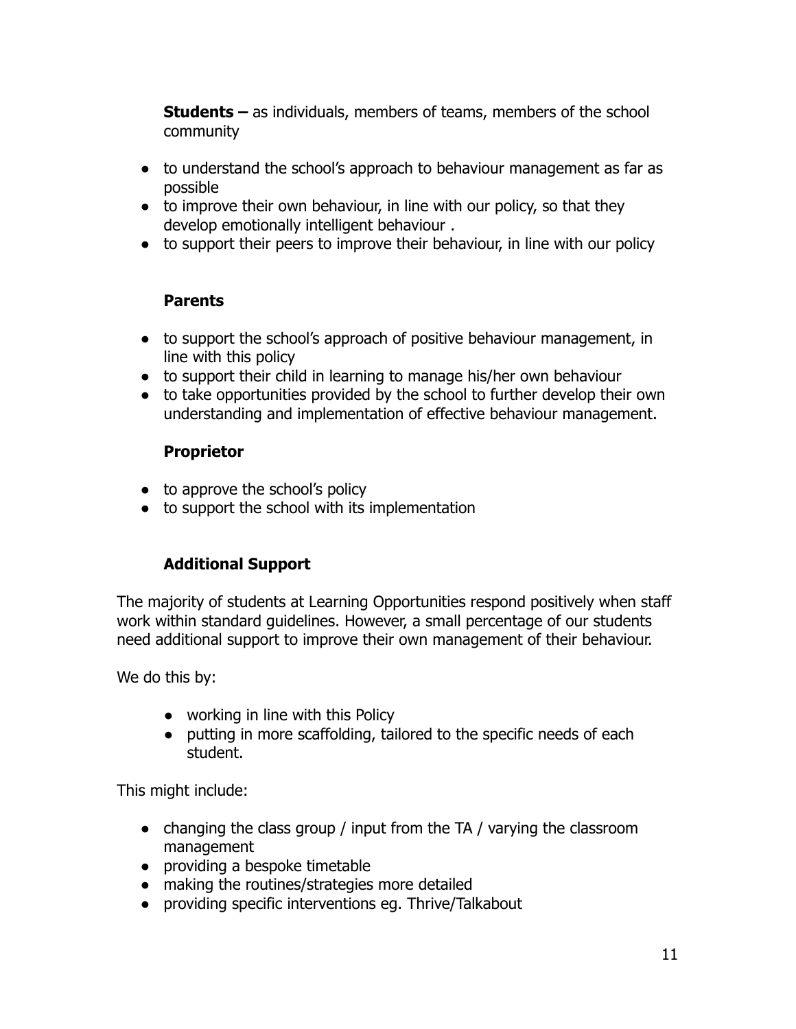**Students –** as individuals, members of teams, members of the school community

- to understand the school's approach to behaviour management as far as possible
- to improve their own behaviour, in line with our policy, so that they develop emotionally intelligent behaviour .
- to support their peers to improve their behaviour, in line with our policy

**Parents**

- to support the school's approach of positive behaviour management, in line with this policy
- to support their child in learning to manage his/her own behaviour
- to take opportunities provided by the school to further develop their own understanding and implementation of effective behaviour management.

**Proprietor**

- to approve the school's policy
- to support the school with its implementation

**Additional Support**

The majority of students at Learning Opportunities respond positively when staff work within standard guidelines. However, a small percentage of our students need additional support to improve their own management of their behaviour.

We do this by:

- working in line with this Policy
- putting in more scaffolding, tailored to the specific needs of each student.

This might include:

- changing the class group / input from the TA / varying the classroom management
- providing a bespoke timetable
- making the routines/strategies more detailed
- providing specific interventions eg. Thrive/Talkabout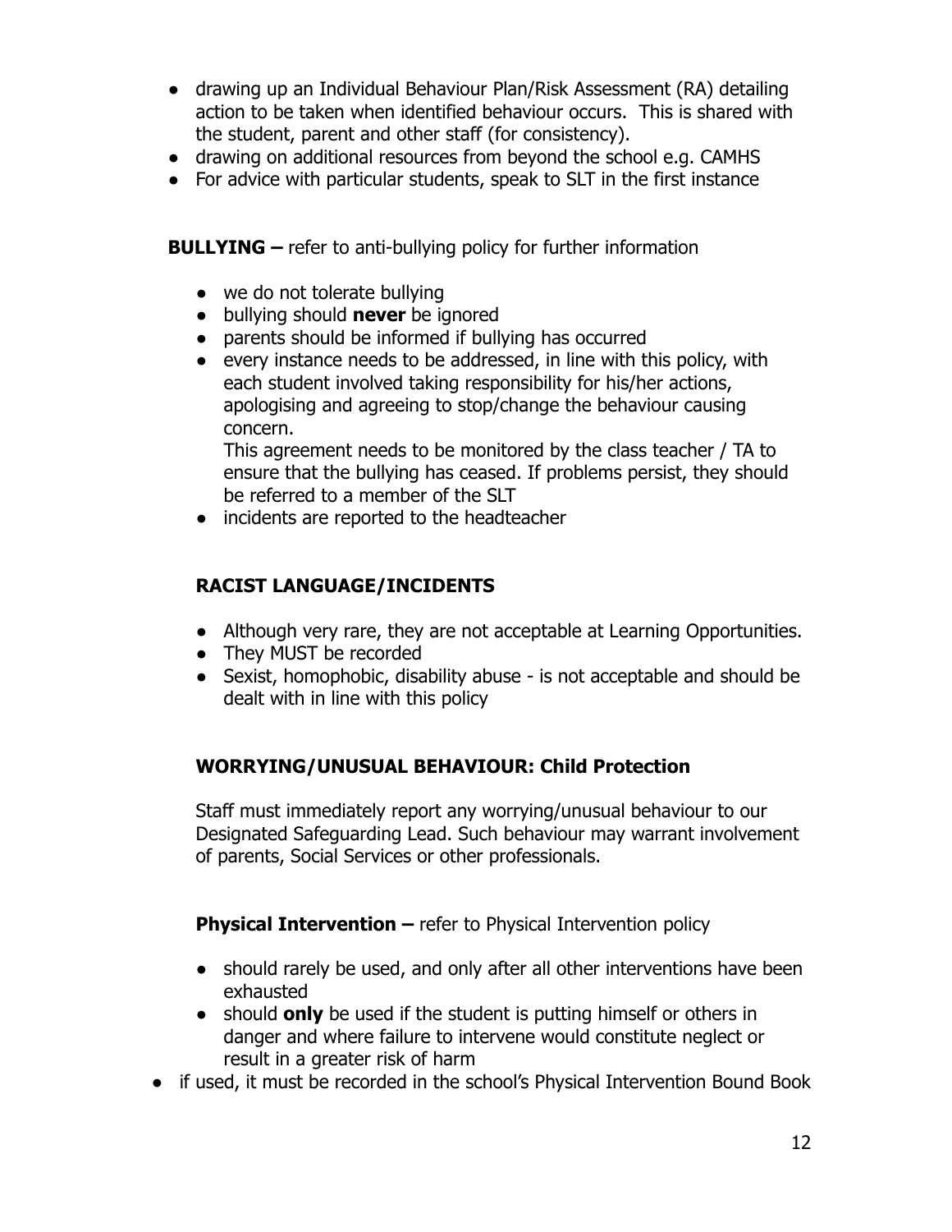- drawing up an Individual Behaviour Plan/Risk Assessment (RA) detailing action to be taken when identified behaviour occurs. This is shared with the student, parent and other staff (for consistency).
- drawing on additional resources from beyond the school e.g. CAMHS
- For advice with particular students, speak to SLT in the first instance

**BULLYING –** refer to anti-bullying policy for further information

- we do not tolerate bullying
- bullying should **never** be ignored
- parents should be informed if bullying has occurred
- every instance needs to be addressed, in line with this policy, with each student involved taking responsibility for his/her actions, apologising and agreeing to stop/change the behaviour causing concern.
  This agreement needs to be monitored by the class teacher / TA to ensure that the bullying has ceased. If problems persist, they should be referred to a member of the SLT
- incidents are reported to the headteacher

**RACIST LANGUAGE/INCIDENTS**

- Although very rare, they are not acceptable at Learning Opportunities.
- They MUST be recorded
- Sexist, homophobic, disability abuse - is not acceptable and should be dealt with in line with this policy

**WORRYING/UNUSUAL BEHAVIOUR: Child Protection**

Staff must immediately report any worrying/unusual behaviour to our Designated Safeguarding Lead. Such behaviour may warrant involvement of parents, Social Services or other professionals.

**Physical Intervention –** refer to Physical Intervention policy

- should rarely be used, and only after all other interventions have been exhausted
- should **only** be used if the student is putting himself or others in danger and where failure to intervene would constitute neglect or result in a greater risk of harm
- if used, it must be recorded in the school's Physical Intervention Bound Book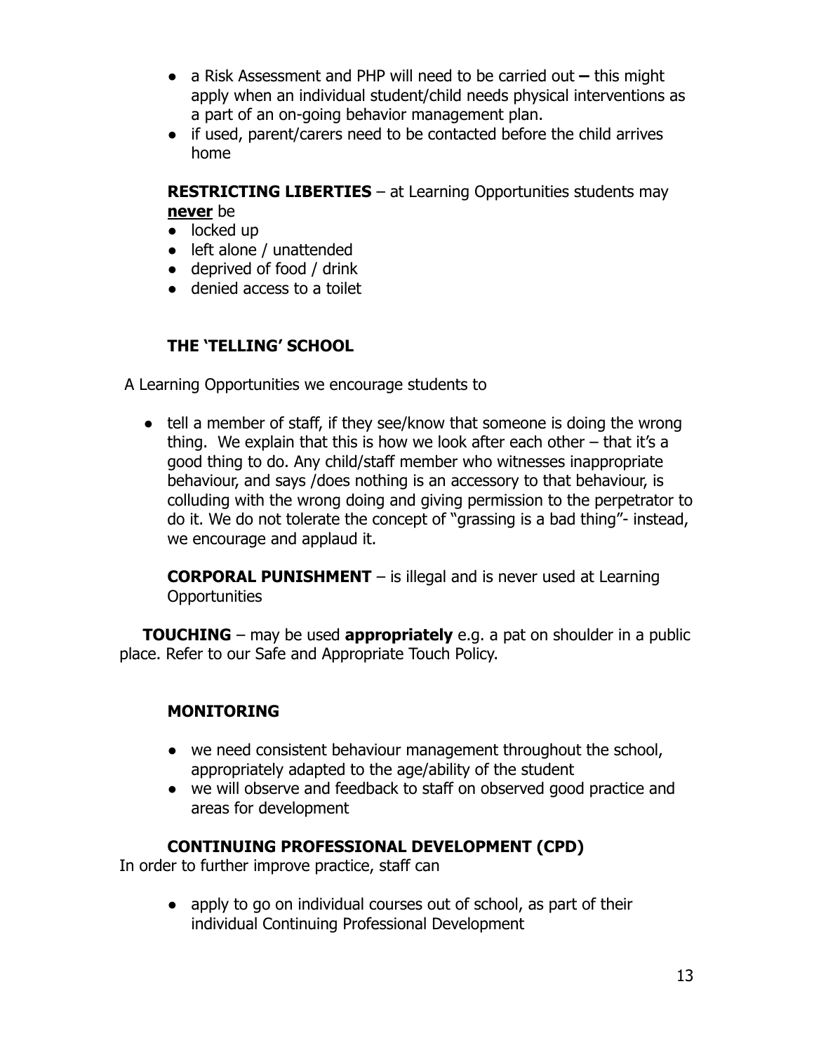- a Risk Assessment and PHP will need to be carried out **–** this might apply when an individual student/child needs physical interventions as a part of an on-going behavior management plan.
- if used, parent/carers need to be contacted before the child arrives home

**RESTRICTING LIBERTIES** – at Learning Opportunities students may **never** be

- locked up
- left alone / unattended
- deprived of food / drink
- denied access to a toilet

## THE 'TELLING' SCHOOL

A Learning Opportunities we encourage students to

- tell a member of staff, if they see/know that someone is doing the wrong thing. We explain that this is how we look after each other – that it's a good thing to do. Any child/staff member who witnesses inappropriate behaviour, and says /does nothing is an accessory to that behaviour, is colluding with the wrong doing and giving permission to the perpetrator to do it. We do not tolerate the concept of "grassing is a bad thing"- instead, we encourage and applaud it.

**CORPORAL PUNISHMENT** – is illegal and is never used at Learning Opportunities

**TOUCHING** – may be used **appropriately** e.g. a pat on shoulder in a public place. Refer to our Safe and Appropriate Touch Policy.

## MONITORING

- we need consistent behaviour management throughout the school, appropriately adapted to the age/ability of the student
- we will observe and feedback to staff on observed good practice and areas for development

## CONTINUING PROFESSIONAL DEVELOPMENT (CPD)

In order to further improve practice, staff can

- apply to go on individual courses out of school, as part of their individual Continuing Professional Development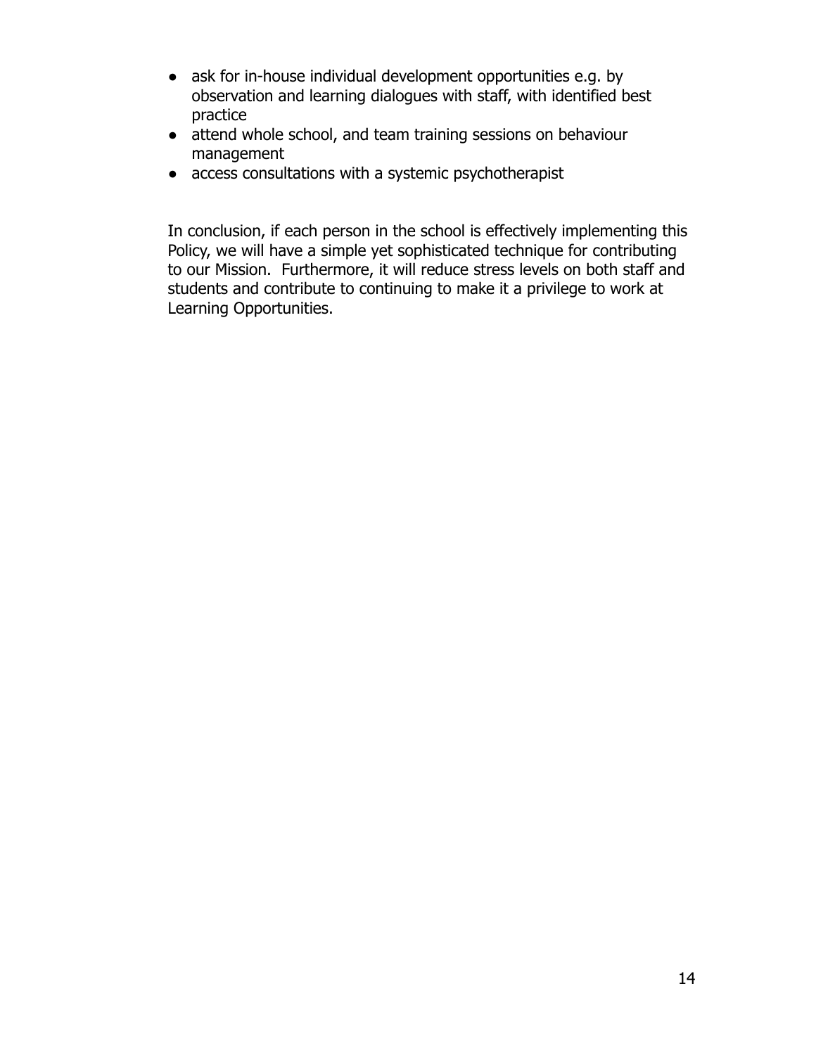- ask for in-house individual development opportunities e.g. by observation and learning dialogues with staff, with identified best practice
- attend whole school, and team training sessions on behaviour management
- access consultations with a systemic psychotherapist

In conclusion, if each person in the school is effectively implementing this Policy, we will have a simple yet sophisticated technique for contributing to our Mission. Furthermore, it will reduce stress levels on both staff and students and contribute to continuing to make it a privilege to work at Learning Opportunities.